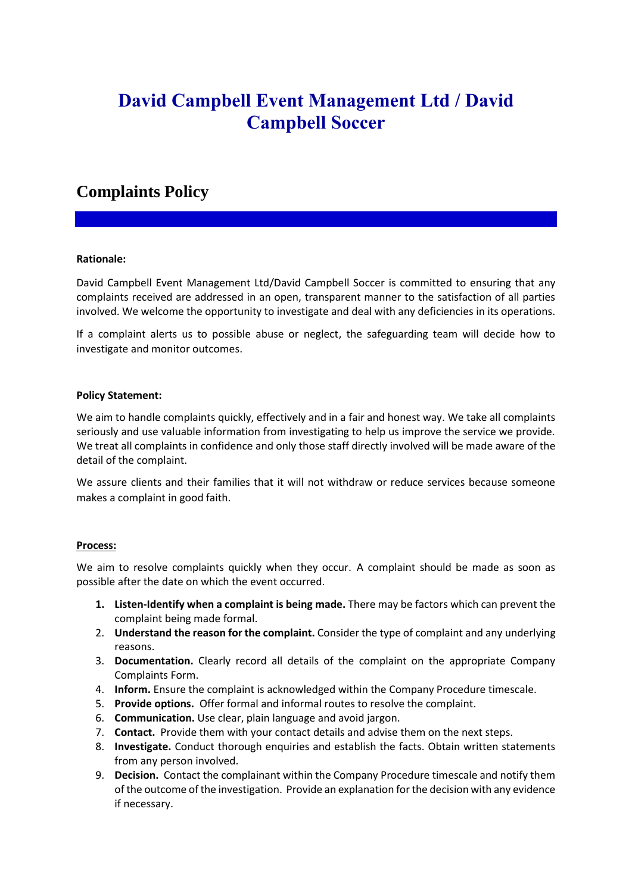# David Campbell Event Management Ltd / David Campbell Soccer

## Complaints Policy

**Rationale:**

David Campbell Event Management Ltd/David Campbell Soccer is committed to ensuring that any complaints received are addressed in an open, transparent manner to the satisfaction of all parties involved. We welcome the opportunity to investigate and deal with any deficiencies in its operations.

If a complaint alerts us to possible abuse or neglect, the safeguarding team will decide how to investigate and monitor outcomes.

**Policy Statement:**

We aim to handle complaints quickly, effectively and in a fair and honest way. We take all complaints seriously and use valuable information from investigating to help us improve the service we provide. We treat all complaints in confidence and only those staff directly involved will be made aware of the detail of the complaint.

We assure clients and their families that it will not withdraw or reduce services because someone makes a complaint in good faith.

**Process:**

We aim to resolve complaints quickly when they occur. A complaint should be made as soon as possible after the date on which the event occurred.

1. **Listen-Identify when a complaint is being made.** There may be factors which can prevent the complaint being made formal.
2. **Understand the reason for the complaint.** Consider the type of complaint and any underlying reasons.
3. **Documentation.** Clearly record all details of the complaint on the appropriate Company Complaints Form.
4. **Inform.** Ensure the complaint is acknowledged within the Company Procedure timescale.
5. **Provide options.** Offer formal and informal routes to resolve the complaint.
6. **Communication.** Use clear, plain language and avoid jargon.
7. **Contact.** Provide them with your contact details and advise them on the next steps.
8. **Investigate.** Conduct thorough enquiries and establish the facts. Obtain written statements from any person involved.
9. **Decision.** Contact the complainant within the Company Procedure timescale and notify them of the outcome of the investigation. Provide an explanation for the decision with any evidence if necessary.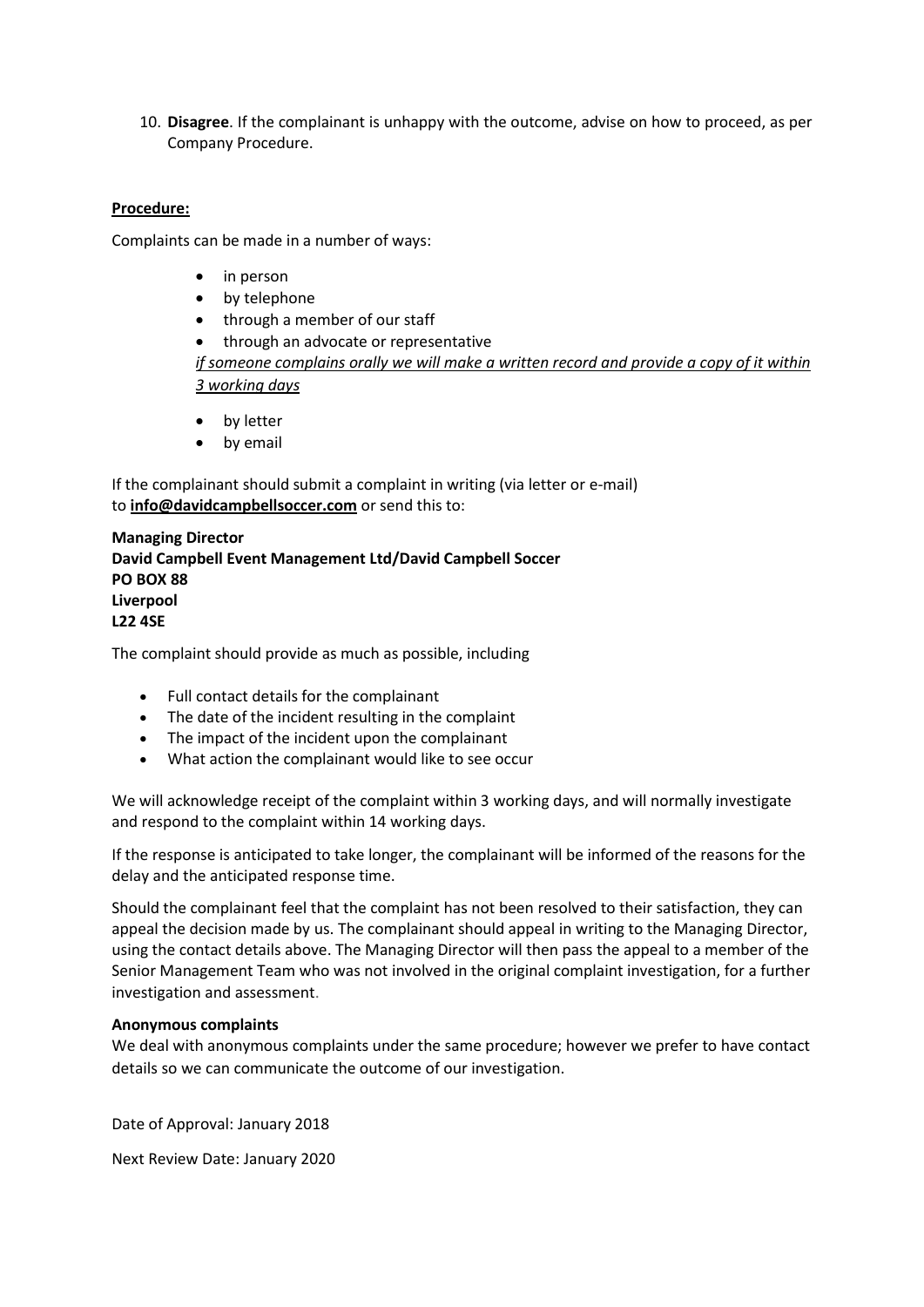10. **Disagree**. If the complainant is unhappy with the outcome, advise on how to proceed, as per Company Procedure.

**Procedure:**

Complaints can be made in a number of ways:

- in person
- by telephone
- through a member of our staff
- through an advocate or representative

*if someone complains orally we will make a written record and provide a copy of it within 3 working days*

- by letter
- by email

If the complainant should submit a complaint in writing (via letter or e-mail) to **info@davidcampbellsoccer.com** or send this to:

**Managing Director**
**David Campbell Event Management Ltd/David Campbell Soccer**
**PO BOX 88**
**Liverpool**
**L22 4SE**

The complaint should provide as much as possible, including

- Full contact details for the complainant
- The date of the incident resulting in the complaint
- The impact of the incident upon the complainant
- What action the complainant would like to see occur

We will acknowledge receipt of the complaint within 3 working days, and will normally investigate and respond to the complaint within 14 working days.

If the response is anticipated to take longer, the complainant will be informed of the reasons for the delay and the anticipated response time.

Should the complainant feel that the complaint has not been resolved to their satisfaction, they can appeal the decision made by us. The complainant should appeal in writing to the Managing Director, using the contact details above. The Managing Director will then pass the appeal to a member of the Senior Management Team who was not involved in the original complaint investigation, for a further investigation and assessment.

**Anonymous complaints**

We deal with anonymous complaints under the same procedure; however we prefer to have contact details so we can communicate the outcome of our investigation.

Date of Approval: January 2018

Next Review Date: January 2020